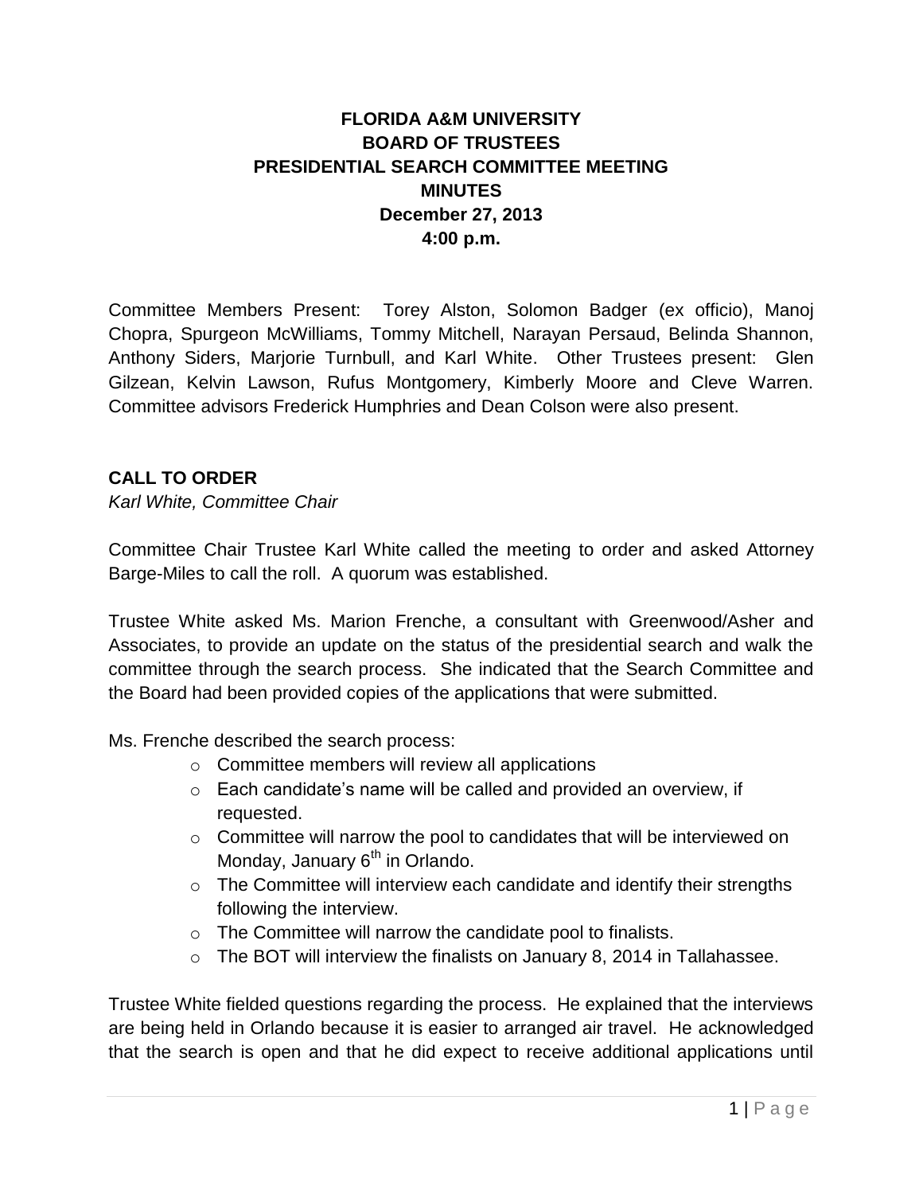# FLORIDA A&M UNIVERSITY
# BOARD OF TRUSTEES
# PRESIDENTIAL SEARCH COMMITTEE MEETING
# MINUTES
# December 27, 2013
# 4:00 p.m.

Committee Members Present: Torey Alston, Solomon Badger (ex officio), Manoj Chopra, Spurgeon McWilliams, Tommy Mitchell, Narayan Persaud, Belinda Shannon, Anthony Siders, Marjorie Turnbull, and Karl White. Other Trustees present: Glen Gilzean, Kelvin Lawson, Rufus Montgomery, Kimberly Moore and Cleve Warren. Committee advisors Frederick Humphries and Dean Colson were also present.

## CALL TO ORDER

*Karl White, Committee Chair*

Committee Chair Trustee Karl White called the meeting to order and asked Attorney Barge-Miles to call the roll. A quorum was established.

Trustee White asked Ms. Marion Frenche, a consultant with Greenwood/Asher and Associates, to provide an update on the status of the presidential search and walk the committee through the search process. She indicated that the Search Committee and the Board had been provided copies of the applications that were submitted.

Ms. Frenche described the search process:

- Committee members will review all applications
- Each candidate's name will be called and provided an overview, if requested.
- Committee will narrow the pool to candidates that will be interviewed on Monday, January 6th in Orlando.
- The Committee will interview each candidate and identify their strengths following the interview.
- The Committee will narrow the candidate pool to finalists.
- The BOT will interview the finalists on January 8, 2014 in Tallahassee.

Trustee White fielded questions regarding the process. He explained that the interviews are being held in Orlando because it is easier to arranged air travel. He acknowledged that the search is open and that he did expect to receive additional applications until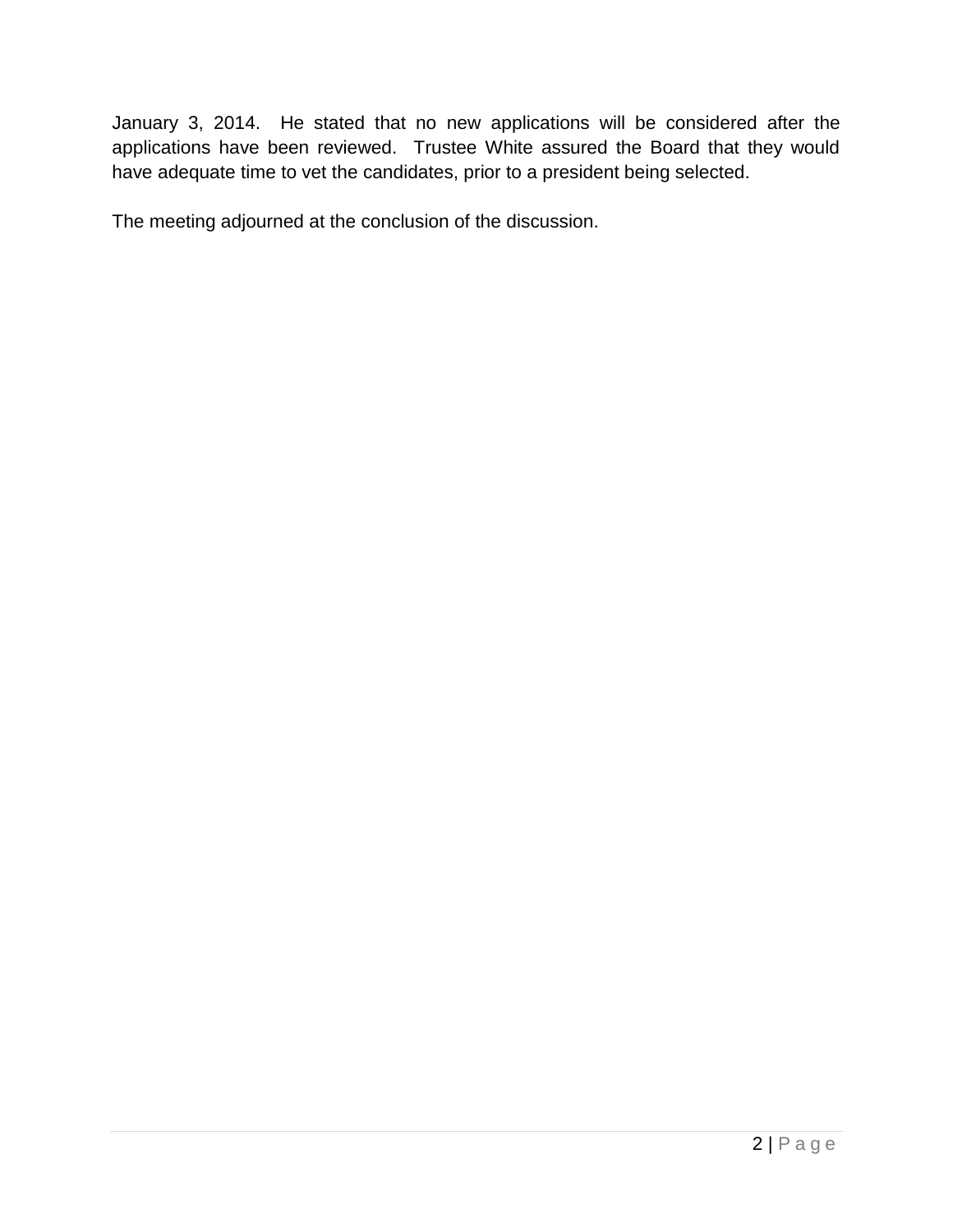January 3, 2014. He stated that no new applications will be considered after the applications have been reviewed. Trustee White assured the Board that they would have adequate time to vet the candidates, prior to a president being selected.

The meeting adjourned at the conclusion of the discussion.